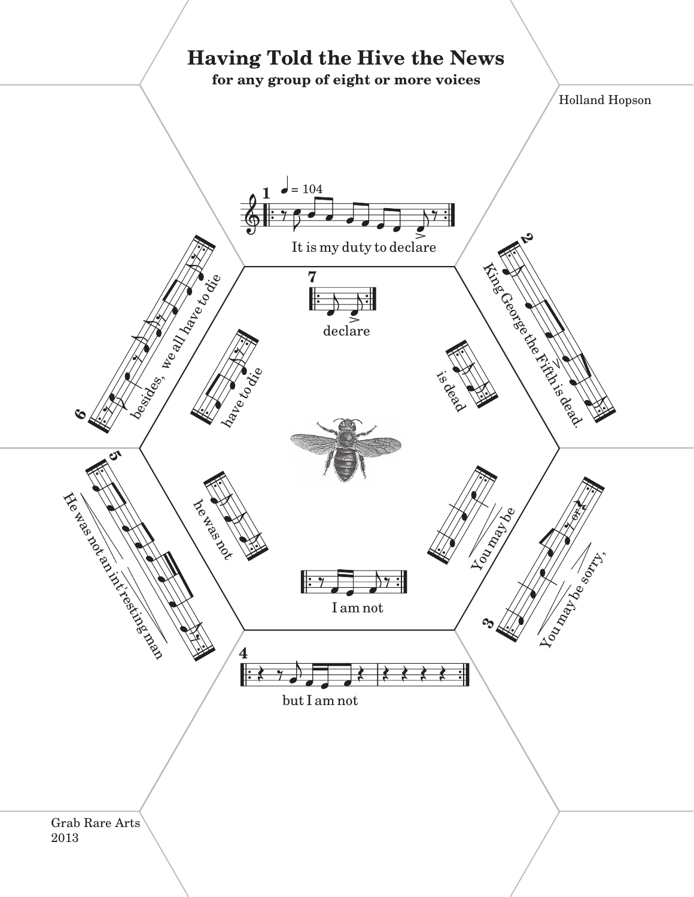# Having Told the Hive the News

**for any group of eight or more voices**

Holland Hopson

1 (♩ = 104) It is my duty to declare

2 King George the Fifth is dead.

3 You may be sorry,

4 but I am not

5 He was not an int'resting man

6 besides, we all have to die

7 declare

is dead

You may be

I am not

he was not

have to die

Grab Rare Arts
2013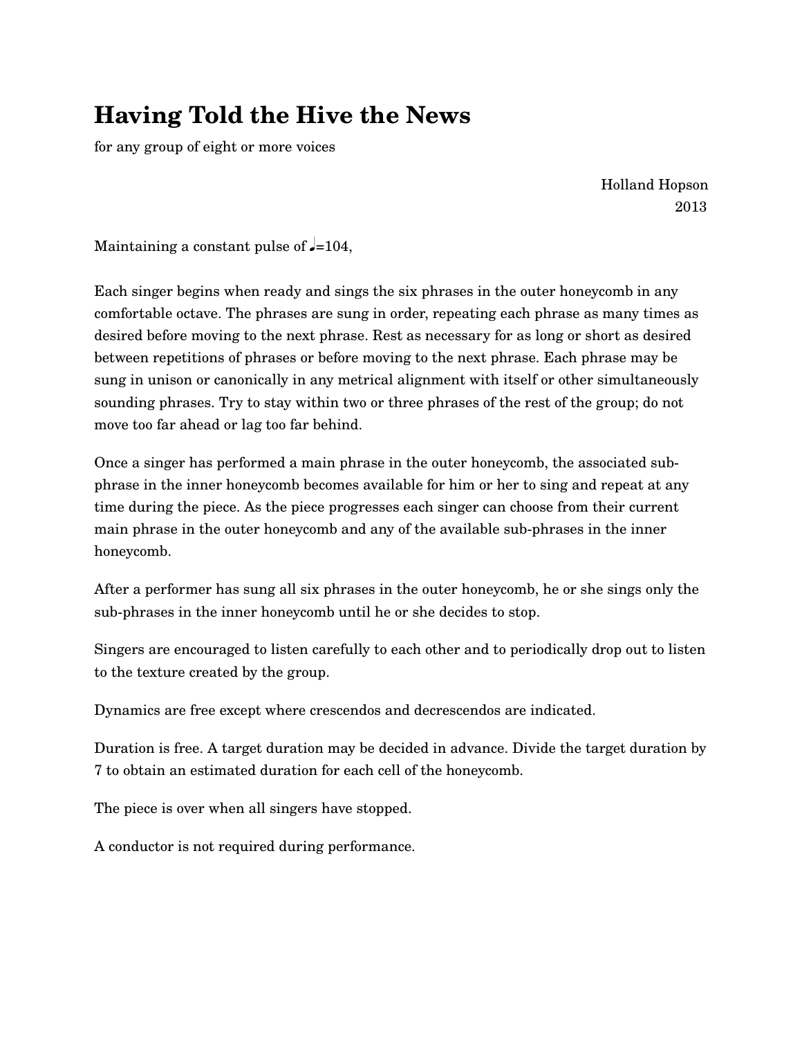# Having Told the Hive the News

for any group of eight or more voices

Holland Hopson
2013

Maintaining a constant pulse of ♩=104,

Each singer begins when ready and sings the six phrases in the outer honeycomb in any comfortable octave. The phrases are sung in order, repeating each phrase as many times as desired before moving to the next phrase. Rest as necessary for as long or short as desired between repetitions of phrases or before moving to the next phrase. Each phrase may be sung in unison or canonically in any metrical alignment with itself or other simultaneously sounding phrases. Try to stay within two or three phrases of the rest of the group; do not move too far ahead or lag too far behind.

Once a singer has performed a main phrase in the outer honeycomb, the associated sub-phrase in the inner honeycomb becomes available for him or her to sing and repeat at any time during the piece. As the piece progresses each singer can choose from their current main phrase in the outer honeycomb and any of the available sub-phrases in the inner honeycomb.

After a performer has sung all six phrases in the outer honeycomb, he or she sings only the sub-phrases in the inner honeycomb until he or she decides to stop.

Singers are encouraged to listen carefully to each other and to periodically drop out to listen to the texture created by the group.

Dynamics are free except where crescendos and decrescendos are indicated.

Duration is free. A target duration may be decided in advance. Divide the target duration by 7 to obtain an estimated duration for each cell of the honeycomb.

The piece is over when all singers have stopped.

A conductor is not required during performance.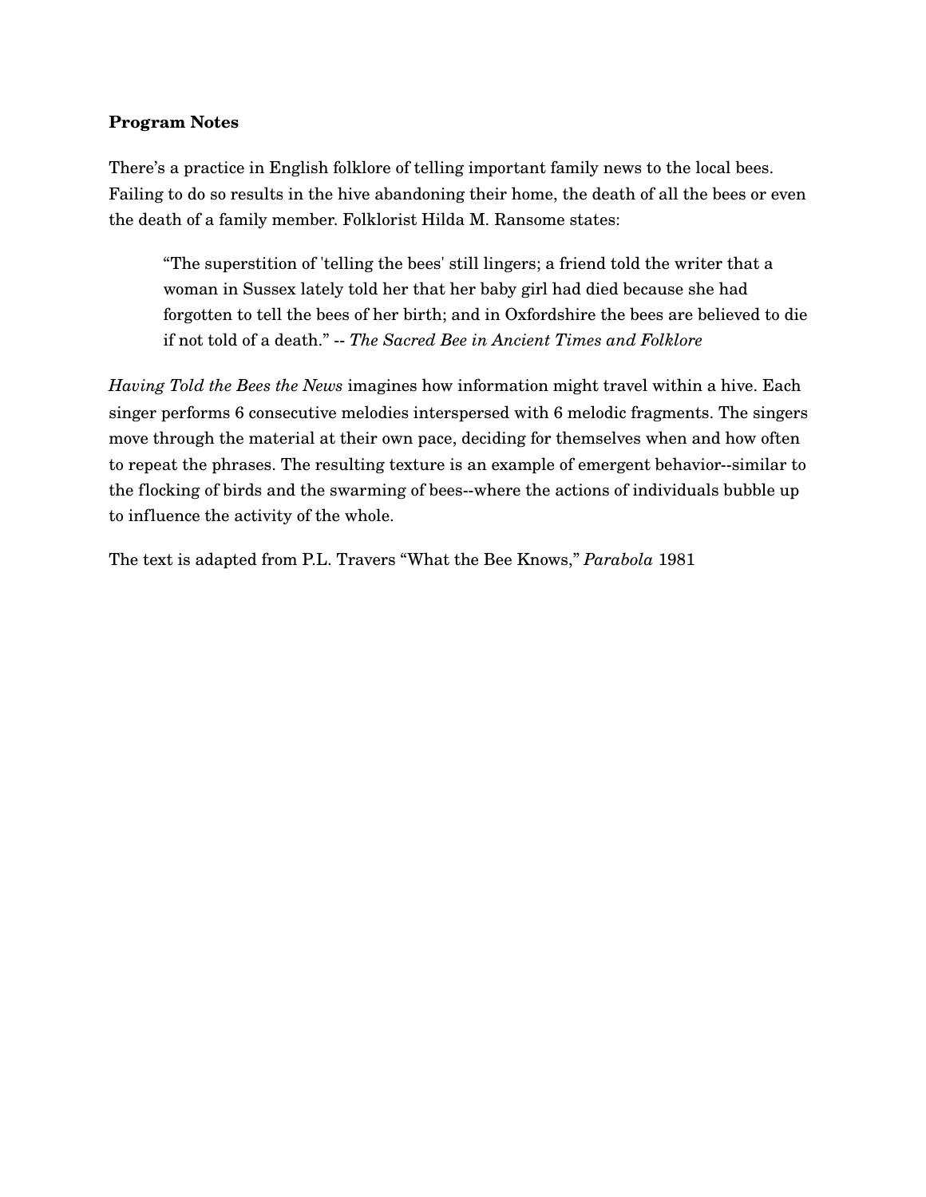**Program Notes**

There's a practice in English folklore of telling important family news to the local bees. Failing to do so results in the hive abandoning their home, the death of all the bees or even the death of a family member. Folklorist Hilda M. Ransome states:

> "The superstition of 'telling the bees' still lingers; a friend told the writer that a woman in Sussex lately told her that her baby girl had died because she had forgotten to tell the bees of her birth; and in Oxfordshire the bees are believed to die if not told of a death." -- *The Sacred Bee in Ancient Times and Folklore*

*Having Told the Bees the News* imagines how information might travel within a hive. Each singer performs 6 consecutive melodies interspersed with 6 melodic fragments. The singers move through the material at their own pace, deciding for themselves when and how often to repeat the phrases. The resulting texture is an example of emergent behavior--similar to the flocking of birds and the swarming of bees--where the actions of individuals bubble up to influence the activity of the whole.

The text is adapted from P.L. Travers "What the Bee Knows," *Parabola* 1981